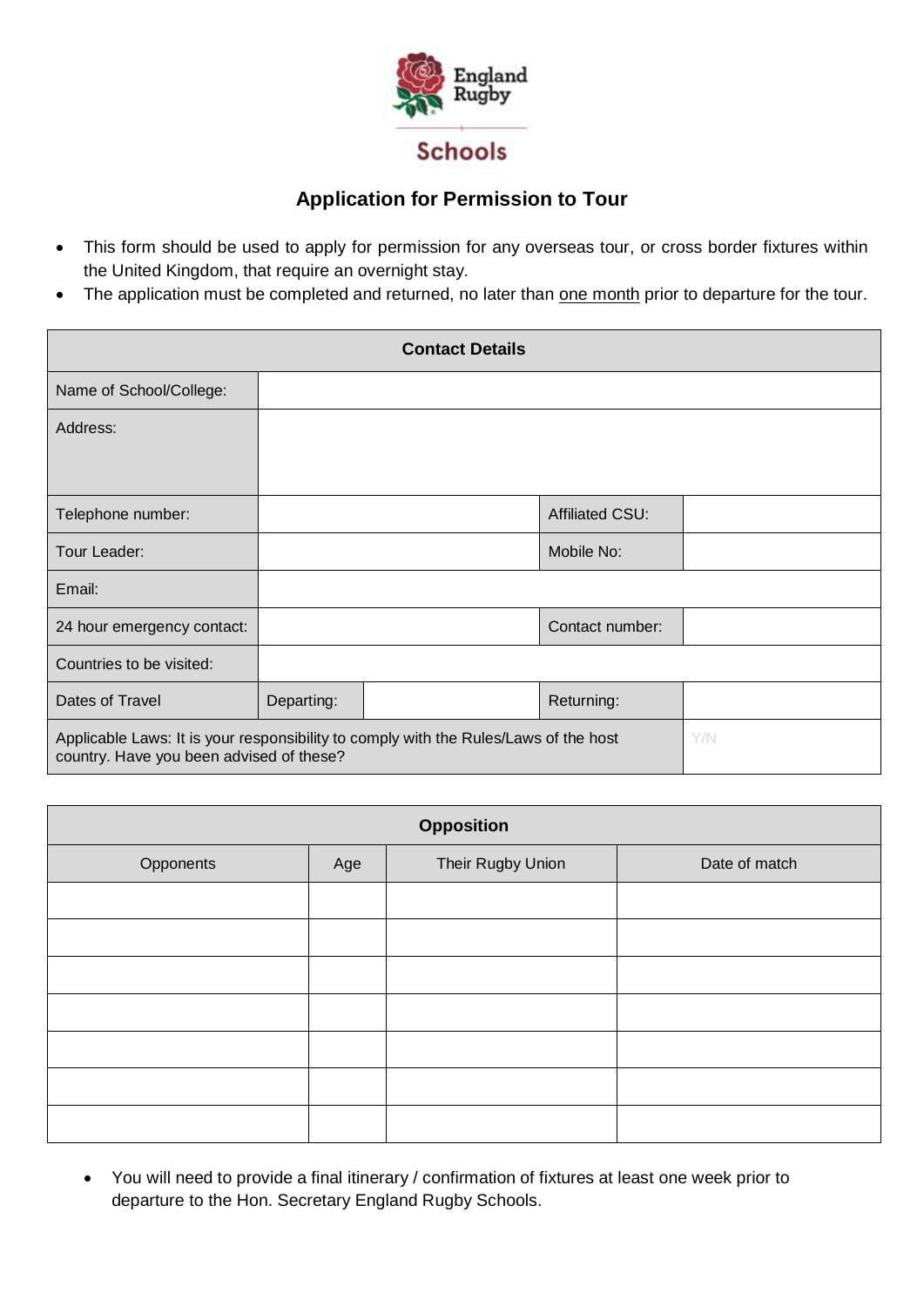England Rugby

Schools

## Application for Permission to Tour

- This form should be used to apply for permission for any overseas tour, or cross border fixtures within the United Kingdom, that require an overnight stay.
- The application must be completed and returned, no later than one month prior to departure for the tour.

| Contact Details | | | | |
|---|---|---|---|---|
| Name of School/College: | | | | |
| Address: | | | | |
| Telephone number: | | | Affiliated CSU: | |
| Tour Leader: | | | Mobile No: | |
| Email: | | | | |
| 24 hour emergency contact: | | | Contact number: | |
| Countries to be visited: | | | | |
| Dates of Travel | Departing: | | Returning: | |
| Applicable Laws: It is your responsibility to comply with the Rules/Laws of the host country. Have you been advised of these? | | | | Y/N |

| Opposition | | | |
|---|---|---|---|
| Opponents | Age | Their Rugby Union | Date of match |
| | | | |
| | | | |
| | | | |
| | | | |
| | | | |
| | | | |
| | | | |

- You will need to provide a final itinerary / confirmation of fixtures at least one week prior to departure to the Hon. Secretary England Rugby Schools.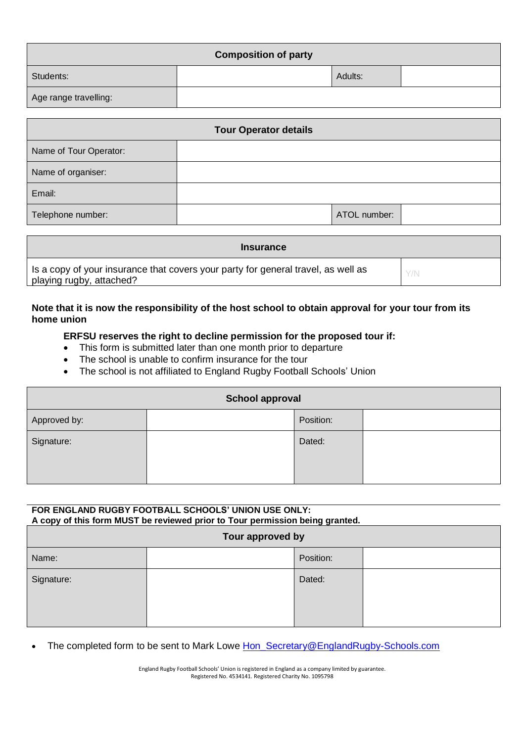| Composition of party | | | |
| --- | --- | --- | --- |
| Students: | | Adults: | |
| Age range travelling: | | | |

| Tour Operator details | | | |
| --- | --- | --- | --- |
| Name of Tour Operator: | | | |
| Name of organiser: | | | |
| Email: | | | |
| Telephone number: | | ATOL number: | |

| Insurance | |
| --- | --- |
| Is a copy of your insurance that covers your party for general travel, as well as playing rugby, attached? | Y/N |

**Note that it is now the responsibility of the host school to obtain approval for your tour from its home union**

**ERFSU reserves the right to decline permission for the proposed tour if:**

- This form is submitted later than one month prior to departure
- The school is unable to confirm insurance for the tour
- The school is not affiliated to England Rugby Football Schools' Union

| School approval | | | |
| --- | --- | --- | --- |
| Approved by: | | Position: | |
| Signature: | | Dated: | |

**FOR ENGLAND RUGBY FOOTBALL SCHOOLS' UNION USE ONLY:**
**A copy of this form MUST be reviewed prior to Tour permission being granted.**

| Tour approved by | | | |
| --- | --- | --- | --- |
| Name: | | Position: | |
| Signature: | | Dated: | |

- The completed form to be sent to Mark Lowe [Hon_Secretary@EnglandRugby-Schools.com](mailto:Hon_Secretary@EnglandRugby-Schools.com)

England Rugby Football Schools' Union is registered in England as a company limited by guarantee.
Registered No. 4534141. Registered Charity No. 1095798